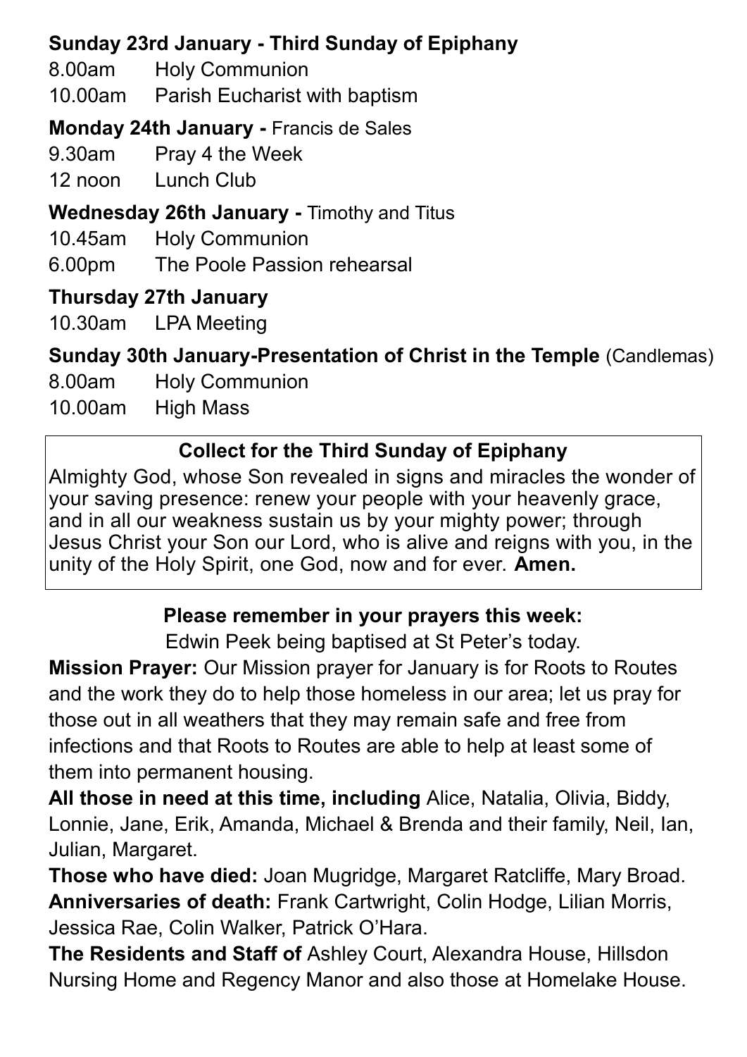**Sunday 23rd January - Third Sunday of Epiphany**

8.00am Holy Communion

10.00am Parish Eucharist with baptism

**Monday 24th January -** Francis de Sales

9.30am Pray 4 the Week

12 noon Lunch Club

**Wednesday 26th January -** Timothy and Titus

10.45am Holy Communion

6.00pm The Poole Passion rehearsal

**Thursday 27th January**

10.30am LPA Meeting

**Sunday 30th January-Presentation of Christ in the Temple** (Candlemas)

8.00am Holy Communion

10.00am High Mass

**Collect for the Third Sunday of Epiphany**

Almighty God, whose Son revealed in signs and miracles the wonder of your saving presence: renew your people with your heavenly grace, and in all our weakness sustain us by your mighty power; through Jesus Christ your Son our Lord, who is alive and reigns with you, in the unity of the Holy Spirit, one God, now and for ever. **Amen.**

**Please remember in your prayers this week:**

Edwin Peek being baptised at St Peter's today.

**Mission Prayer:** Our Mission prayer for January is for Roots to Routes and the work they do to help those homeless in our area; let us pray for those out in all weathers that they may remain safe and free from infections and that Roots to Routes are able to help at least some of them into permanent housing.

**All those in need at this time, including** Alice, Natalia, Olivia, Biddy, Lonnie, Jane, Erik, Amanda, Michael & Brenda and their family, Neil, Ian, Julian, Margaret.

**Those who have died:** Joan Mugridge, Margaret Ratcliffe, Mary Broad.

**Anniversaries of death:** Frank Cartwright, Colin Hodge, Lilian Morris, Jessica Rae, Colin Walker, Patrick O'Hara.

**The Residents and Staff of** Ashley Court, Alexandra House, Hillsdon Nursing Home and Regency Manor and also those at Homelake House.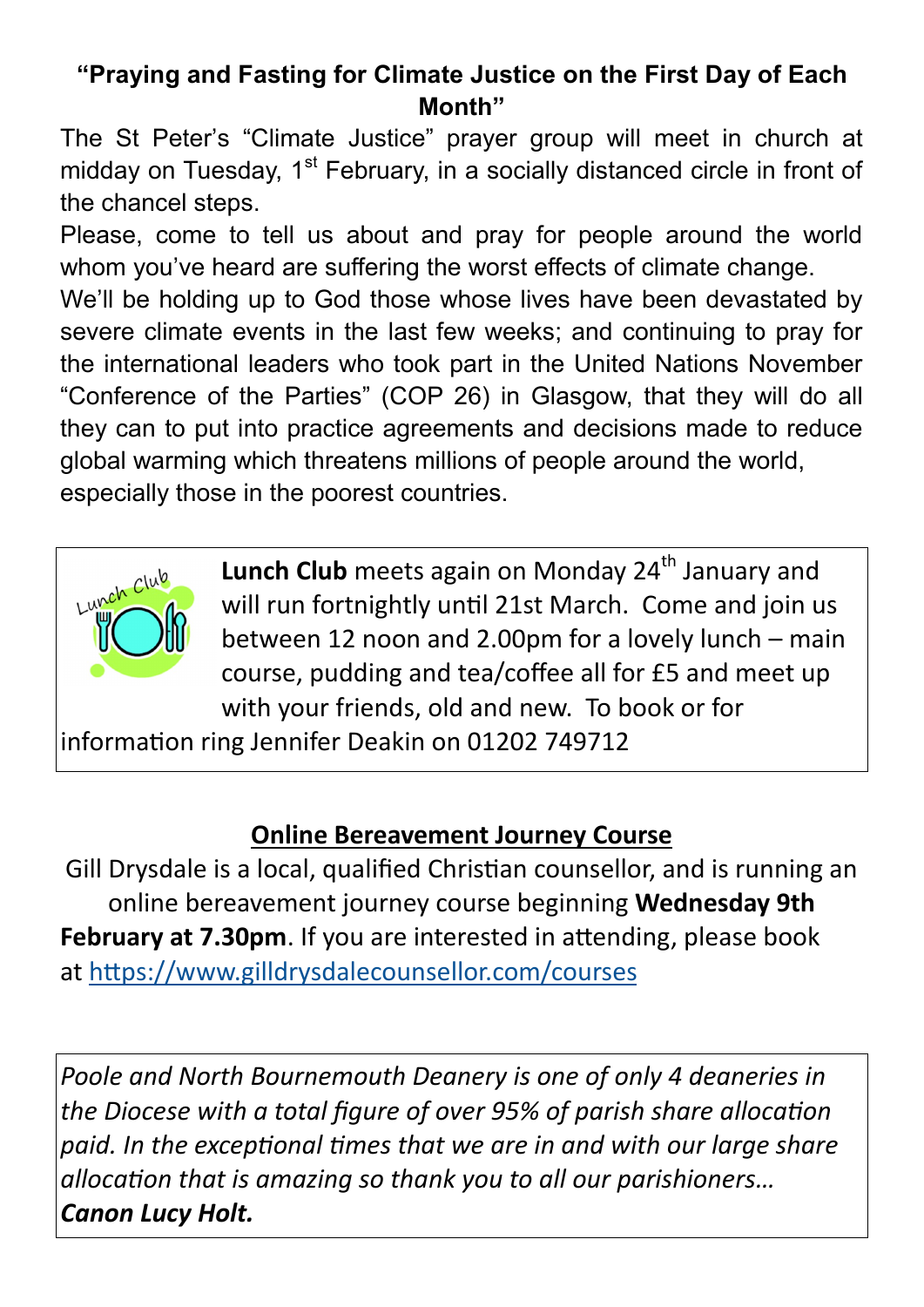### "Praying and Fasting for Climate Justice on the First Day of Each Month"

The St Peter's "Climate Justice" prayer group will meet in church at midday on Tuesday, 1st February, in a socially distanced circle in front of the chancel steps.

Please, come to tell us about and pray for people around the world whom you've heard are suffering the worst effects of climate change.

We'll be holding up to God those whose lives have been devastated by severe climate events in the last few weeks; and continuing to pray for the international leaders who took part in the United Nations November "Conference of the Parties" (COP 26) in Glasgow, that they will do all they can to put into practice agreements and decisions made to reduce global warming which threatens millions of people around the world, especially those in the poorest countries.

**Lunch Club** meets again on Monday 24th January and will run fortnightly until 21st March. Come and join us between 12 noon and 2.00pm for a lovely lunch – main course, pudding and tea/coffee all for £5 and meet up with your friends, old and new. To book or for information ring Jennifer Deakin on 01202 749712

### Online Bereavement Journey Course

Gill Drysdale is a local, qualified Christian counsellor, and is running an online bereavement journey course beginning **Wednesday 9th February at 7.30pm**. If you are interested in attending, please book at https://www.gilldrysdalecounsellor.com/courses

*Poole and North Bournemouth Deanery is one of only 4 deaneries in the Diocese with a total figure of over 95% of parish share allocation paid. In the exceptional times that we are in and with our large share allocation that is amazing so thank you to all our parishioners…*
***Canon Lucy Holt.***